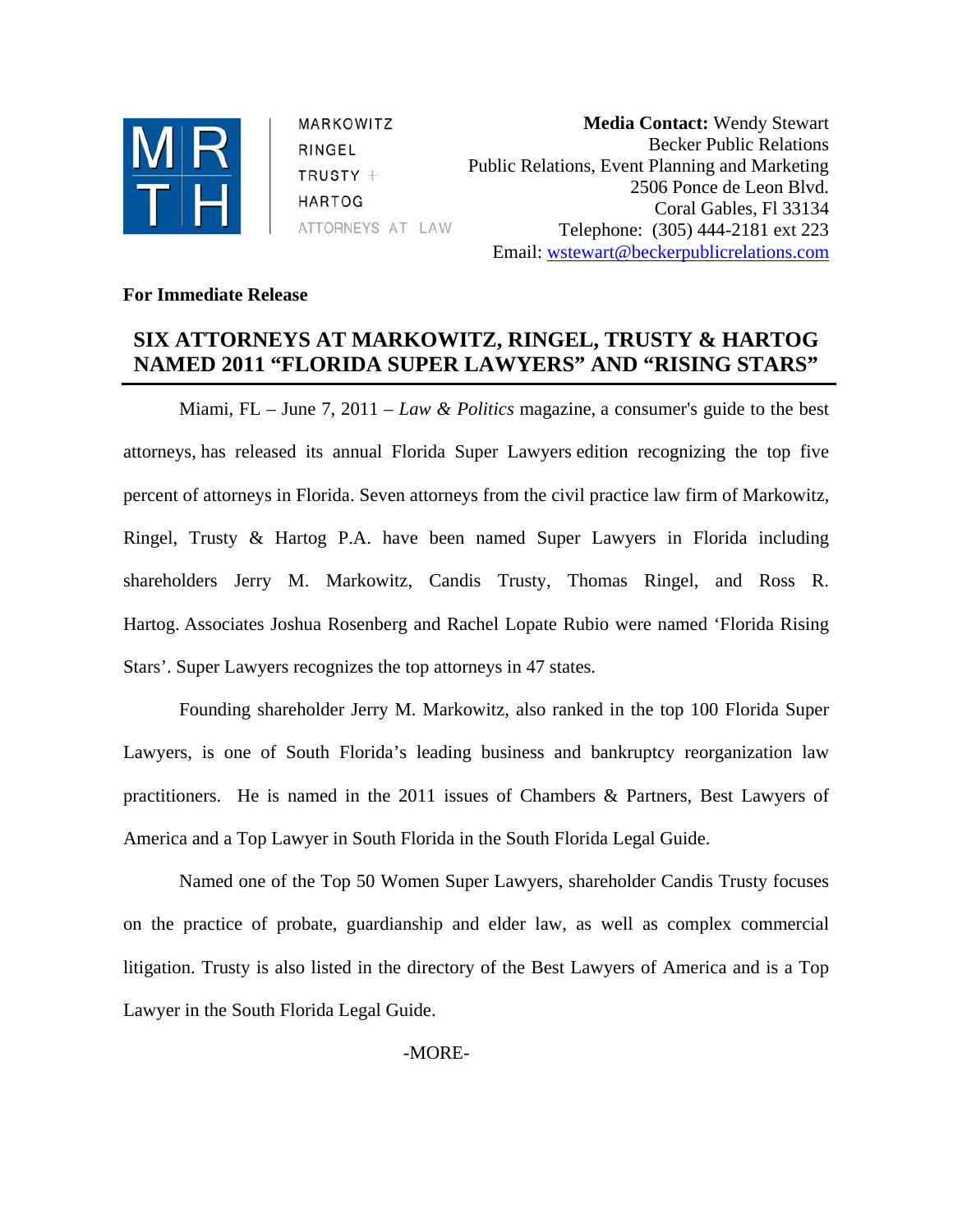MARKOWITZ
RINGEL
TRUSTY +
HARTOG
ATTORNEYS AT LAW

**Media Contact:** Wendy Stewart
Becker Public Relations
Public Relations, Event Planning and Marketing
2506 Ponce de Leon Blvd.
Coral Gables, Fl 33134
Telephone: (305) 444-2181 ext 223
Email: wstewart@beckerpublicrelations.com

**For Immediate Release**

# SIX ATTORNEYS AT MARKOWITZ, RINGEL, TRUSTY & HARTOG NAMED 2011 "FLORIDA SUPER LAWYERS" AND "RISING STARS"

Miami, FL – June 7, 2011 – *Law & Politics* magazine, a consumer's guide to the best attorneys, has released its annual Florida Super Lawyers edition recognizing the top five percent of attorneys in Florida. Seven attorneys from the civil practice law firm of Markowitz, Ringel, Trusty & Hartog P.A. have been named Super Lawyers in Florida including shareholders Jerry M. Markowitz, Candis Trusty, Thomas Ringel, and Ross R. Hartog. Associates Joshua Rosenberg and Rachel Lopate Rubio were named 'Florida Rising Stars'. Super Lawyers recognizes the top attorneys in 47 states.

Founding shareholder Jerry M. Markowitz, also ranked in the top 100 Florida Super Lawyers, is one of South Florida's leading business and bankruptcy reorganization law practitioners. He is named in the 2011 issues of Chambers & Partners, Best Lawyers of America and a Top Lawyer in South Florida in the South Florida Legal Guide.

Named one of the Top 50 Women Super Lawyers, shareholder Candis Trusty focuses on the practice of probate, guardianship and elder law, as well as complex commercial litigation. Trusty is also listed in the directory of the Best Lawyers of America and is a Top Lawyer in the South Florida Legal Guide.

-MORE-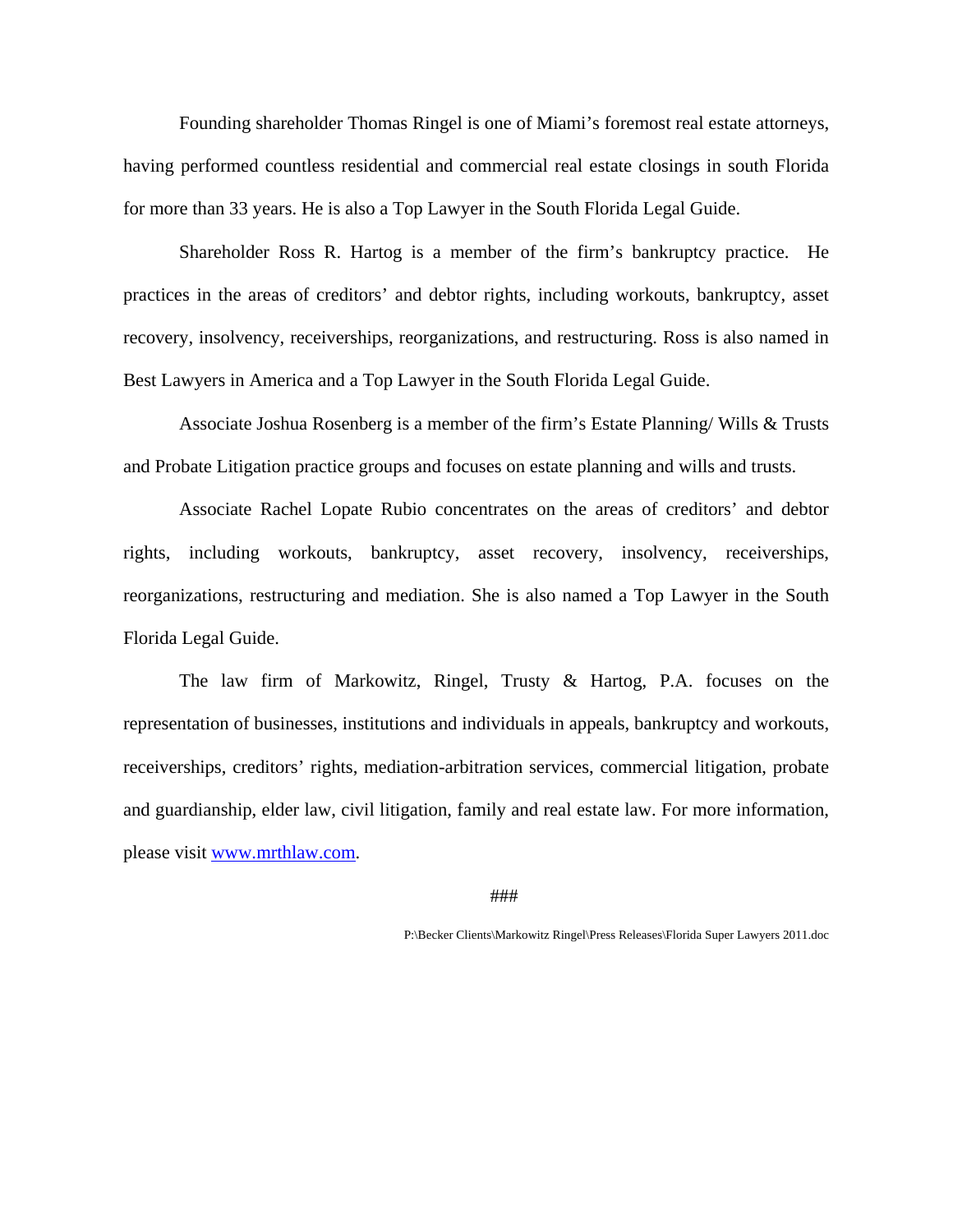Founding shareholder Thomas Ringel is one of Miami's foremost real estate attorneys, having performed countless residential and commercial real estate closings in south Florida for more than 33 years. He is also a Top Lawyer in the South Florida Legal Guide.

Shareholder Ross R. Hartog is a member of the firm's bankruptcy practice. He practices in the areas of creditors' and debtor rights, including workouts, bankruptcy, asset recovery, insolvency, receiverships, reorganizations, and restructuring. Ross is also named in Best Lawyers in America and a Top Lawyer in the South Florida Legal Guide.

Associate Joshua Rosenberg is a member of the firm's Estate Planning/ Wills & Trusts and Probate Litigation practice groups and focuses on estate planning and wills and trusts.

Associate Rachel Lopate Rubio concentrates on the areas of creditors' and debtor rights, including workouts, bankruptcy, asset recovery, insolvency, receiverships, reorganizations, restructuring and mediation. She is also named a Top Lawyer in the South Florida Legal Guide.

The law firm of Markowitz, Ringel, Trusty & Hartog, P.A. focuses on the representation of businesses, institutions and individuals in appeals, bankruptcy and workouts, receiverships, creditors' rights, mediation-arbitration services, commercial litigation, probate and guardianship, elder law, civil litigation, family and real estate law. For more information, please visit [www.mrthlaw.com](http://www.mrthlaw.com).

###

P:\Becker Clients\Markowitz Ringel\Press Releases\Florida Super Lawyers 2011.doc